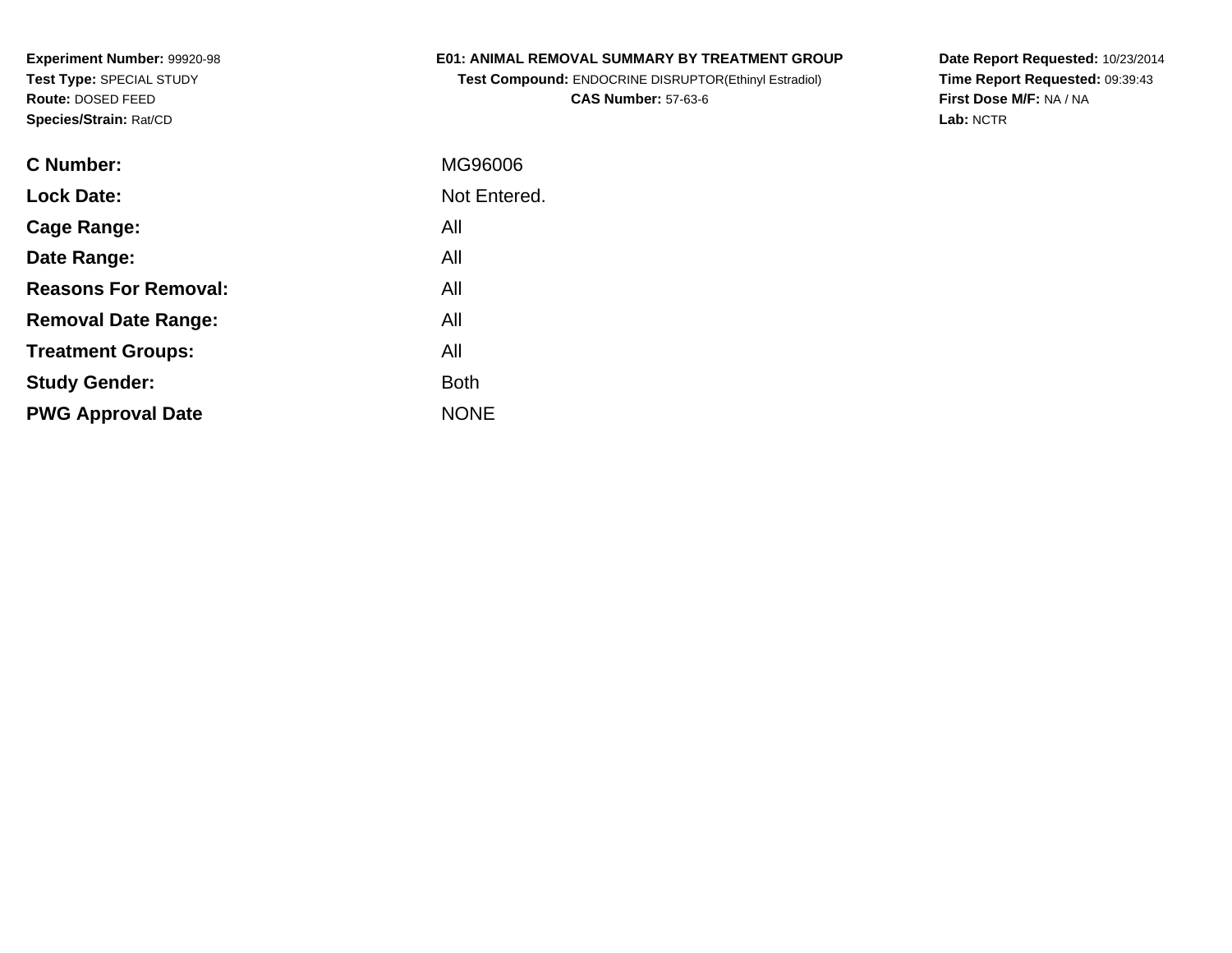**Experiment Number:** 99920-98
**Test Type:** SPECIAL STUDY
**Route:** DOSED FEED
**Species/Strain:** Rat/CD

# E01: ANIMAL REMOVAL SUMMARY BY TREATMENT GROUP

**Test Compound:** ENDOCRINE DISRUPTOR(Ethinyl Estradiol)
**CAS Number:** 57-63-6

**Date Report Requested:** 10/23/2014
**Time Report Requested:** 09:39:43
**First Dose M/F:** NA / NA
**Lab:** NCTR

| | |
|---|---|
| **C Number:** | MG96006 |
| **Lock Date:** | Not Entered. |
| **Cage Range:** | All |
| **Date Range:** | All |
| **Reasons For Removal:** | All |
| **Removal Date Range:** | All |
| **Treatment Groups:** | All |
| **Study Gender:** | Both |
| **PWG Approval Date** | NONE |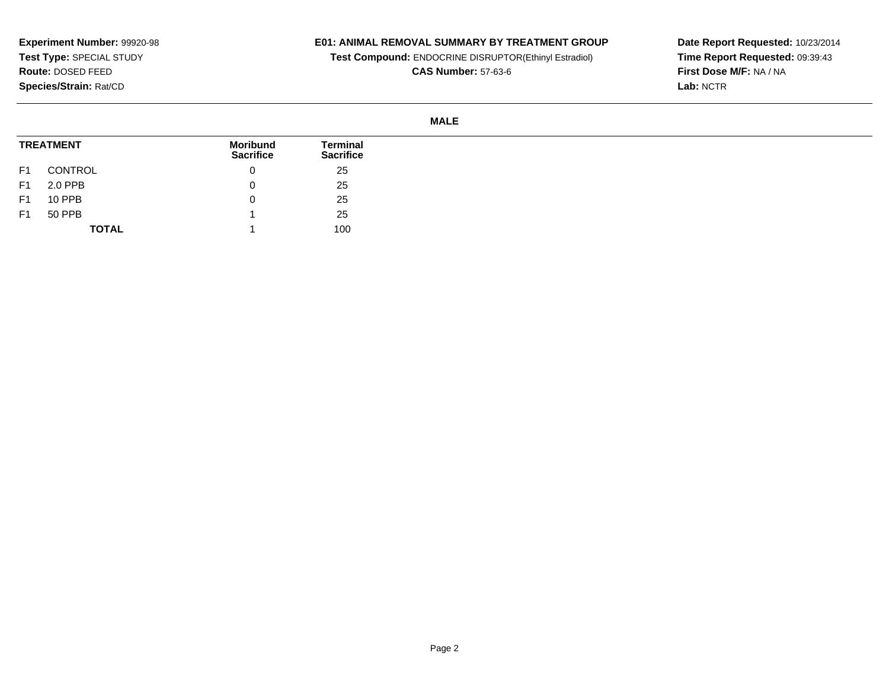**Experiment Number:** 99920-98
**Test Type:** SPECIAL STUDY
**Route:** DOSED FEED
**Species/Strain:** Rat/CD

**E01: ANIMAL REMOVAL SUMMARY BY TREATMENT GROUP**
**Test Compound:** ENDOCRINE DISRUPTOR(Ethinyl Estradiol)
**CAS Number:** 57-63-6

**Date Report Requested:** 10/23/2014
**Time Report Requested:** 09:39:43
**First Dose M/F:** NA / NA
**Lab:** NCTR

**MALE**

| TREATMENT | | Moribund Sacrifice | Terminal Sacrifice |
|---|---|---|---|
| F1 | CONTROL | 0 | 25 |
| F1 | 2.0 PPB | 0 | 25 |
| F1 | 10 PPB | 0 | 25 |
| F1 | 50 PPB | 1 | 25 |
| | **TOTAL** | 1 | 100 |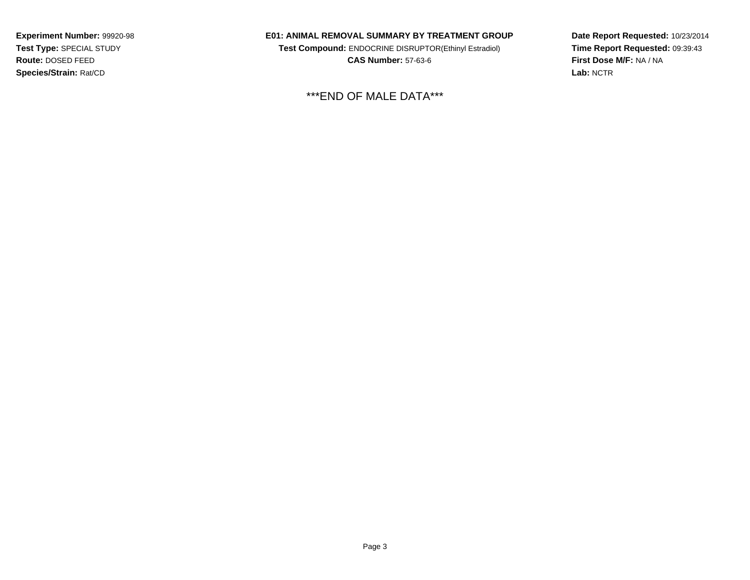**Experiment Number:** 99920-98
**Test Type:** SPECIAL STUDY
**Route:** DOSED FEED
**Species/Strain:** Rat/CD

**E01: ANIMAL REMOVAL SUMMARY BY TREATMENT GROUP**
**Test Compound:** ENDOCRINE DISRUPTOR(Ethinyl Estradiol)
**CAS Number:** 57-63-6

**Date Report Requested:** 10/23/2014
**Time Report Requested:** 09:39:43
**First Dose M/F:** NA / NA
**Lab:** NCTR

***END OF MALE DATA***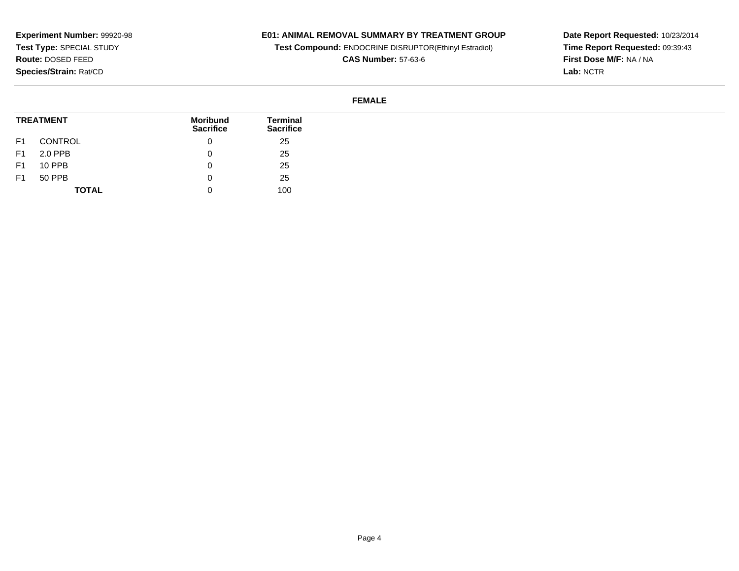**Experiment Number:** 99920-98
**Test Type:** SPECIAL STUDY
**Route:** DOSED FEED
**Species/Strain:** Rat/CD

**E01: ANIMAL REMOVAL SUMMARY BY TREATMENT GROUP**
**Test Compound:** ENDOCRINE DISRUPTOR(Ethinyl Estradiol)
**CAS Number:** 57-63-6

**Date Report Requested:** 10/23/2014
**Time Report Requested:** 09:39:43
**First Dose M/F:** NA / NA
**Lab:** NCTR

**FEMALE**

| TREATMENT | | Moribund Sacrifice | Terminal Sacrifice |
|---|---|---|---|
| F1 | CONTROL | 0 | 25 |
| F1 | 2.0 PPB | 0 | 25 |
| F1 | 10 PPB | 0 | 25 |
| F1 | 50 PPB | 0 | 25 |
| | **TOTAL** | 0 | 100 |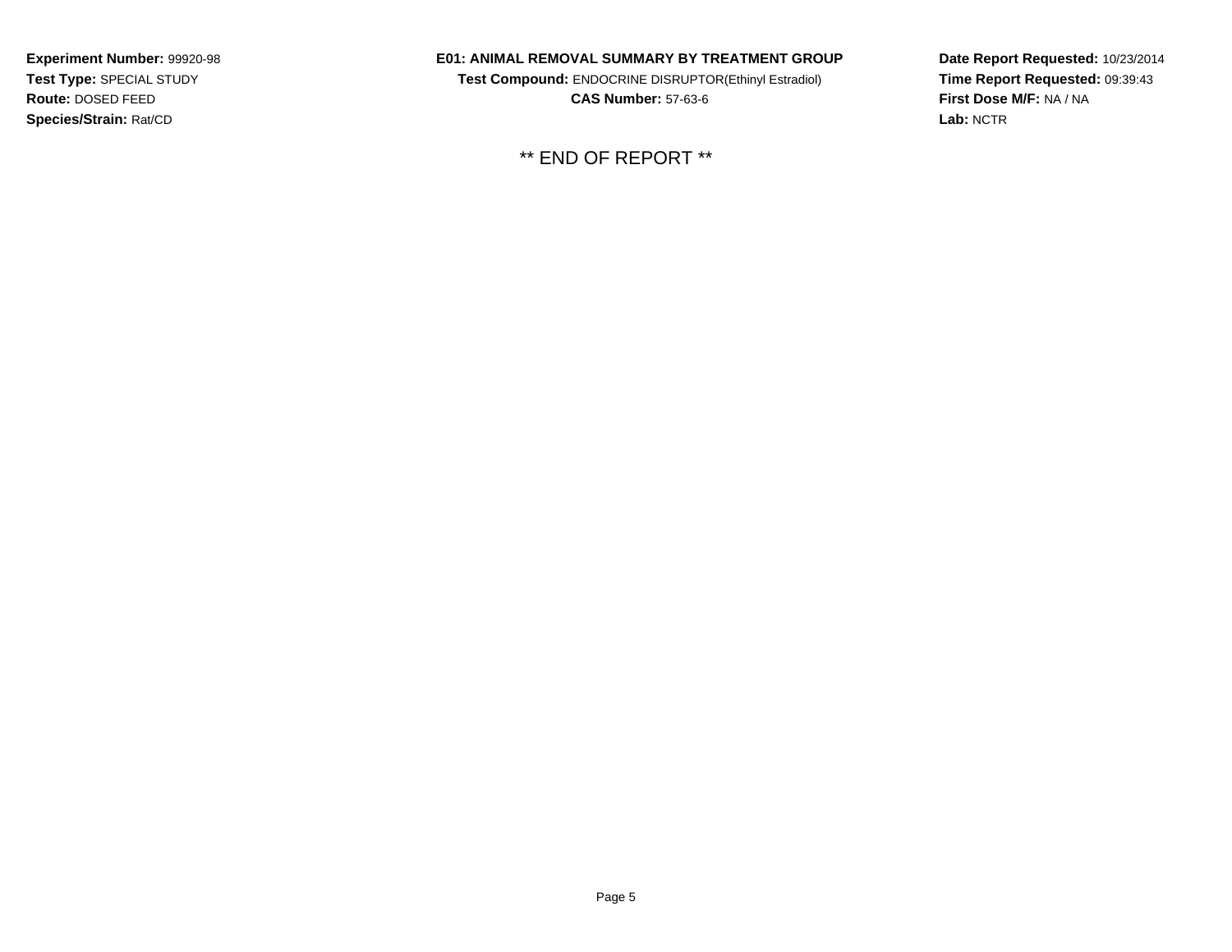**Experiment Number:** 99920-98
**Test Type:** SPECIAL STUDY
**Route:** DOSED FEED
**Species/Strain:** Rat/CD

**E01: ANIMAL REMOVAL SUMMARY BY TREATMENT GROUP**
**Test Compound:** ENDOCRINE DISRUPTOR(Ethinyl Estradiol)
**CAS Number:** 57-63-6

**Date Report Requested:** 10/23/2014
**Time Report Requested:** 09:39:43
**First Dose M/F:** NA / NA
**Lab:** NCTR

** END OF REPORT **